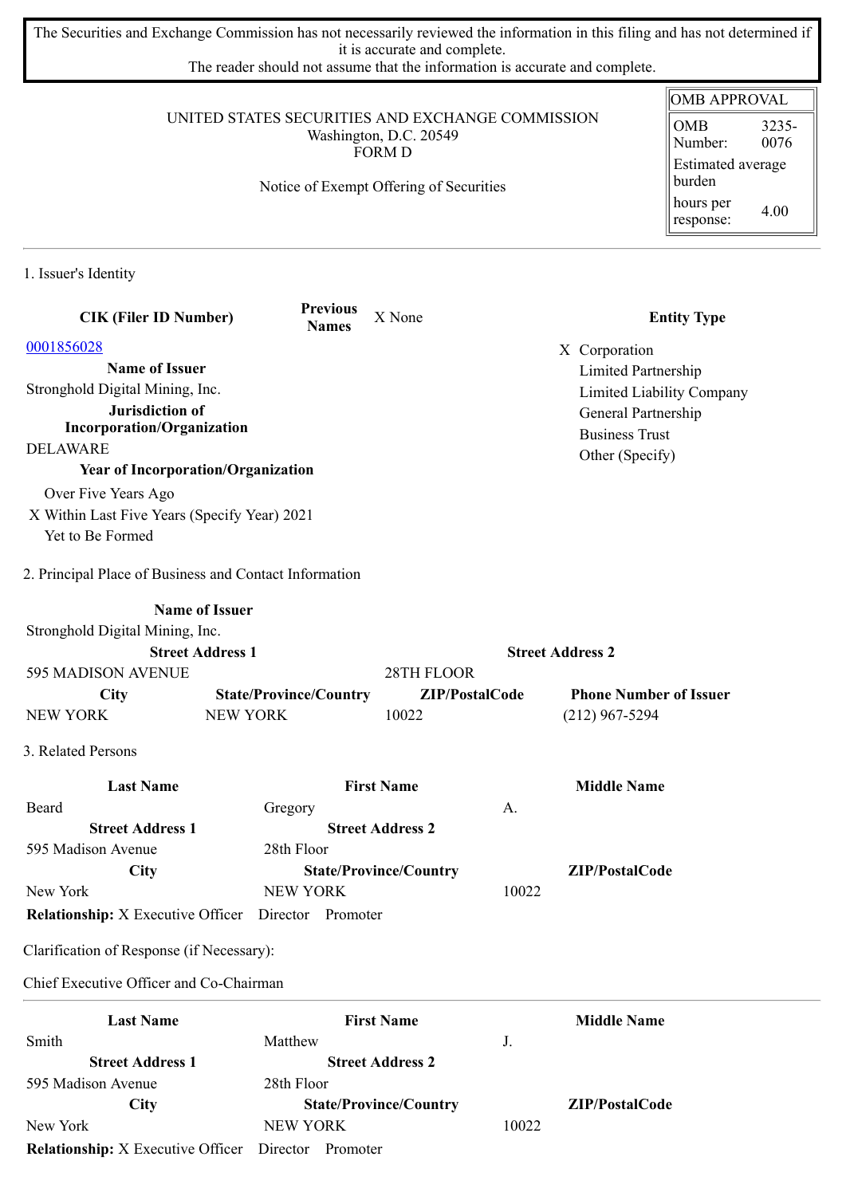The Securities and Exchange Commission has not necessarily reviewed the information in this filing and has not determined if it is accurate and complete.
The reader should not assume that the information is accurate and complete.

| OMB APPROVAL | |
|---|---|
| OMB Number: | 3235-0076 |
| Estimated average burden | |
| hours per response: | 4.00 |

UNITED STATES SECURITIES AND EXCHANGE COMMISSION
Washington, D.C. 20549
FORM D

Notice of Exempt Offering of Securities

## 1. Issuer's Identity

**CIK (Filer ID Number)**
0001856028

**Previous Names** X None

**Name of Issuer**
Stronghold Digital Mining, Inc.

**Jurisdiction of Incorporation/Organization**
DELAWARE

**Year of Incorporation/Organization**
- Over Five Years Ago
- X Within Last Five Years (Specify Year) 2021
- Yet to Be Formed

**Entity Type**
- X Corporation
- Limited Partnership
- Limited Liability Company
- General Partnership
- Business Trust
- Other (Specify)

## 2. Principal Place of Business and Contact Information

| Name of Issuer | | | |
|---|---|---|---|
| Stronghold Digital Mining, Inc. | | | |
| **Street Address 1** | | **Street Address 2** | |
| 595 MADISON AVENUE | | 28TH FLOOR | |
| **City** | **State/Province/Country** | **ZIP/PostalCode** | **Phone Number of Issuer** |
| NEW YORK | NEW YORK | 10022 | (212) 967-5294 |

## 3. Related Persons

| Last Name | First Name | Middle Name |
|---|---|---|
| Beard | Gregory | A. |
| **Street Address 1** | **Street Address 2** | |
| 595 Madison Avenue | 28th Floor | |
| **City** | **State/Province/Country** | **ZIP/PostalCode** |
| New York | NEW YORK | 10022 |

**Relationship:** X Executive Officer Director Promoter

Clarification of Response (if Necessary):

Chief Executive Officer and Co-Chairman

| Last Name | First Name | Middle Name |
|---|---|---|
| Smith | Matthew | J. |
| **Street Address 1** | **Street Address 2** | |
| 595 Madison Avenue | 28th Floor | |
| **City** | **State/Province/Country** | **ZIP/PostalCode** |
| New York | NEW YORK | 10022 |

**Relationship:** X Executive Officer Director Promoter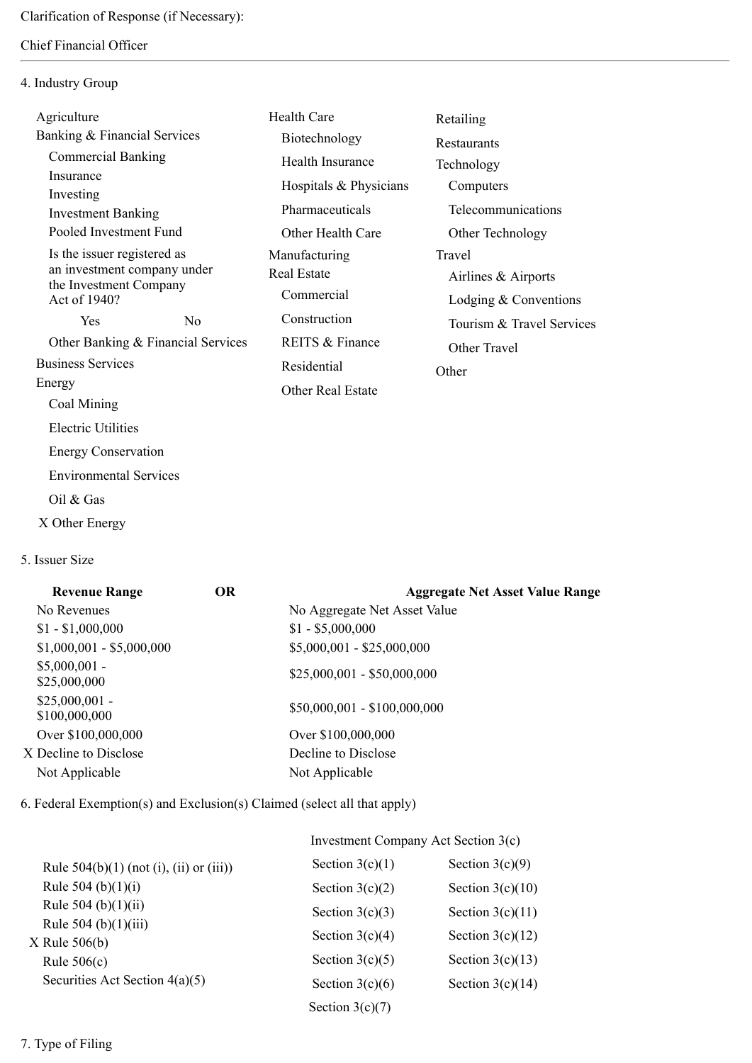Clarification of Response (if Necessary):

Chief Financial Officer

---

4. Industry Group

Agriculture
Banking & Financial Services
- Commercial Banking
- Insurance
- Investing
- Investment Banking
- Pooled Investment Fund
- Is the issuer registered as an investment company under the Investment Company Act of 1940?
  - Yes
  - No
- Other Banking & Financial Services

Business Services
Energy
- Coal Mining
- Electric Utilities
- Energy Conservation
- Environmental Services
- Oil & Gas
- X Other Energy

Health Care
- Biotechnology
- Health Insurance
- Hospitals & Physicians
- Pharmaceuticals
- Other Health Care

Manufacturing
Real Estate
- Commercial
- Construction
- REITS & Finance
- Residential
- Other Real Estate

Retailing
Restaurants
Technology
- Computers
- Telecommunications
- Other Technology

Travel
- Airlines & Airports
- Lodging & Conventions
- Tourism & Travel Services
- Other Travel

Other

5. Issuer Size

| Revenue Range | OR | Aggregate Net Asset Value Range |
|---|---|---|
| No Revenues | | No Aggregate Net Asset Value |
| $1 - $1,000,000 | | $1 - $5,000,000 |
| $1,000,001 - $5,000,000 | | $5,000,001 - $25,000,000 |
| $5,000,001 - $25,000,000 | | $25,000,001 - $50,000,000 |
| $25,000,001 - $100,000,000 | | $50,000,001 - $100,000,000 |
| Over $100,000,000 | | Over $100,000,000 |
| X Decline to Disclose | | Decline to Disclose |
| Not Applicable | | Not Applicable |

6. Federal Exemption(s) and Exclusion(s) Claimed (select all that apply)

- Rule 504(b)(1) (not (i), (ii) or (iii))
- Rule 504 (b)(1)(i)
- Rule 504 (b)(1)(ii)
- Rule 504 (b)(1)(iii)
- X Rule 506(b)
- Rule 506(c)
- Securities Act Section 4(a)(5)

Investment Company Act Section 3(c)

- Section 3(c)(1)
- Section 3(c)(2)
- Section 3(c)(3)
- Section 3(c)(4)
- Section 3(c)(5)
- Section 3(c)(6)
- Section 3(c)(7)
- Section 3(c)(9)
- Section 3(c)(10)
- Section 3(c)(11)
- Section 3(c)(12)
- Section 3(c)(13)
- Section 3(c)(14)

7. Type of Filing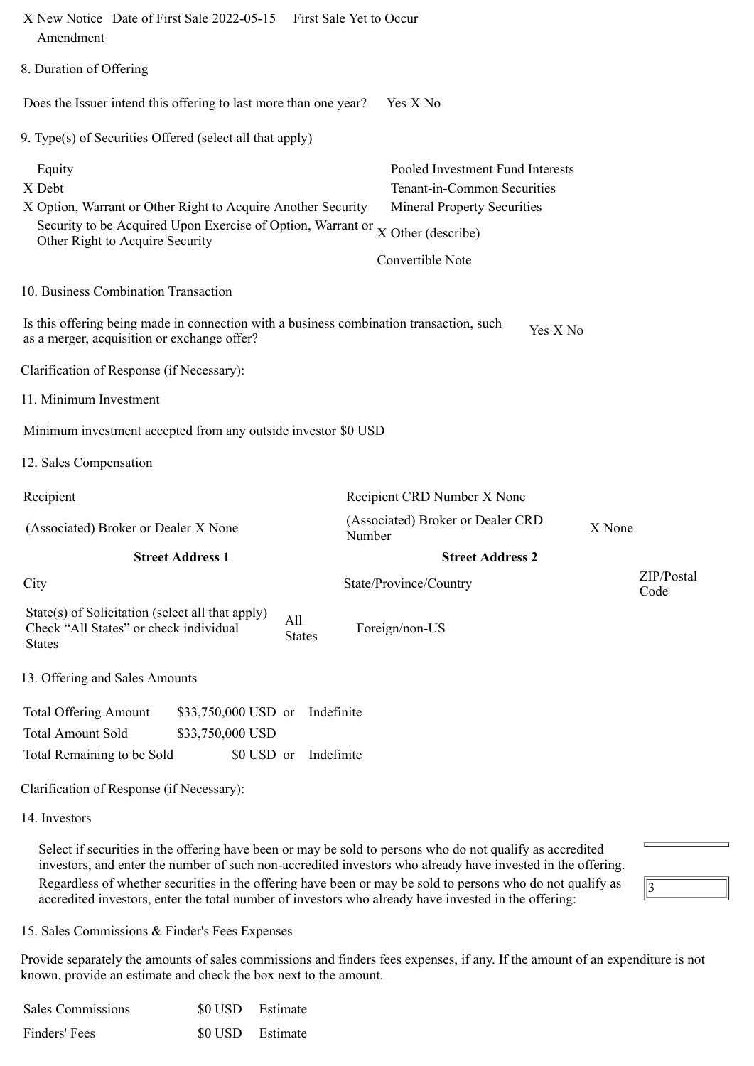X New Notice Date of First Sale 2022-05-15 First Sale Yet to Occur
Amendment

8. Duration of Offering

Does the Issuer intend this offering to last more than one year? Yes X No

9. Type(s) of Securities Offered (select all that apply)

| | |
|---|---|
| Equity | Pooled Investment Fund Interests |
| X Debt | Tenant-in-Common Securities |
| X Option, Warrant or Other Right to Acquire Another Security | Mineral Property Securities |
| Security to be Acquired Upon Exercise of Option, Warrant or Other Right to Acquire Security | X Other (describe) |
| | Convertible Note |

10. Business Combination Transaction

Is this offering being made in connection with a business combination transaction, such as a merger, acquisition or exchange offer? Yes X No

Clarification of Response (if Necessary):

11. Minimum Investment

Minimum investment accepted from any outside investor $0 USD

12. Sales Compensation

| | | |
|---|---|---|
| Recipient | Recipient CRD Number X None | |
| (Associated) Broker or Dealer X None | (Associated) Broker or Dealer CRD Number | X None |
| **Street Address 1** | **Street Address 2** | |
| City | State/Province/Country | ZIP/Postal Code |
| State(s) of Solicitation (select all that apply) Check "All States" or check individual States | All States | Foreign/non-US |

13. Offering and Sales Amounts

| | | | |
|---|---|---|---|
| Total Offering Amount | $33,750,000 USD | or | Indefinite |
| Total Amount Sold | $33,750,000 USD | | |
| Total Remaining to be Sold | $0 USD | or | Indefinite |

Clarification of Response (if Necessary):

14. Investors

Select if securities in the offering have been or may be sold to persons who do not qualify as accredited investors, and enter the number of such non-accredited investors who already have invested in the offering.

Regardless of whether securities in the offering have been or may be sold to persons who do not qualify as accredited investors, enter the total number of investors who already have invested in the offering: 3

15. Sales Commissions & Finder's Fees Expenses

Provide separately the amounts of sales commissions and finders fees expenses, if any. If the amount of an expenditure is not known, provide an estimate and check the box next to the amount.

| | | |
|---|---|---|
| Sales Commissions | $0 USD | Estimate |
| Finders' Fees | $0 USD | Estimate |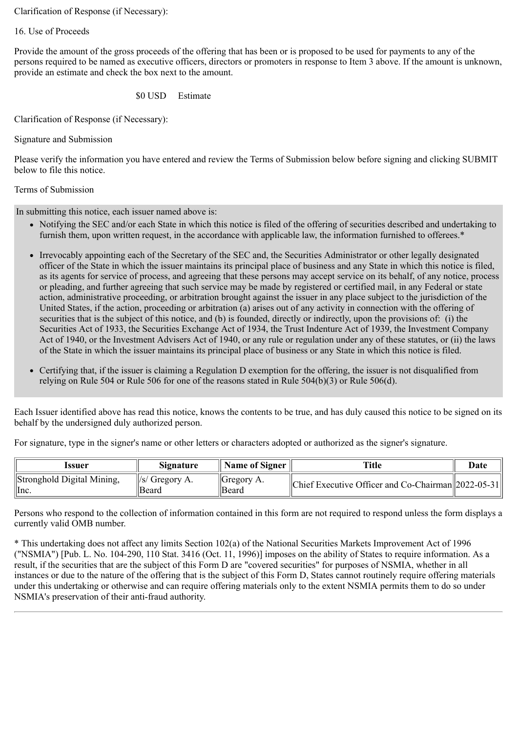Clarification of Response (if Necessary):

16. Use of Proceeds

Provide the amount of the gross proceeds of the offering that has been or is proposed to be used for payments to any of the persons required to be named as executive officers, directors or promoters in response to Item 3 above. If the amount is unknown, provide an estimate and check the box next to the amount.

$0 USD Estimate

Clarification of Response (if Necessary):

Signature and Submission

Please verify the information you have entered and review the Terms of Submission below before signing and clicking SUBMIT below to file this notice.

Terms of Submission

In submitting this notice, each issuer named above is:

- Notifying the SEC and/or each State in which this notice is filed of the offering of securities described and undertaking to furnish them, upon written request, in the accordance with applicable law, the information furnished to offerees.*
- Irrevocably appointing each of the Secretary of the SEC and, the Securities Administrator or other legally designated officer of the State in which the issuer maintains its principal place of business and any State in which this notice is filed, as its agents for service of process, and agreeing that these persons may accept service on its behalf, of any notice, process or pleading, and further agreeing that such service may be made by registered or certified mail, in any Federal or state action, administrative proceeding, or arbitration brought against the issuer in any place subject to the jurisdiction of the United States, if the action, proceeding or arbitration (a) arises out of any activity in connection with the offering of securities that is the subject of this notice, and (b) is founded, directly or indirectly, upon the provisions of: (i) the Securities Act of 1933, the Securities Exchange Act of 1934, the Trust Indenture Act of 1939, the Investment Company Act of 1940, or the Investment Advisers Act of 1940, or any rule or regulation under any of these statutes, or (ii) the laws of the State in which the issuer maintains its principal place of business or any State in which this notice is filed.
- Certifying that, if the issuer is claiming a Regulation D exemption for the offering, the issuer is not disqualified from relying on Rule 504 or Rule 506 for one of the reasons stated in Rule 504(b)(3) or Rule 506(d).

Each Issuer identified above has read this notice, knows the contents to be true, and has duly caused this notice to be signed on its behalf by the undersigned duly authorized person.

For signature, type in the signer's name or other letters or characters adopted or authorized as the signer's signature.

| Issuer | Signature | Name of Signer | Title | Date |
|---|---|---|---|---|
| Stronghold Digital Mining, Inc. | /s/ Gregory A. Beard | Gregory A. Beard | Chief Executive Officer and Co-Chairman | 2022-05-31 |

Persons who respond to the collection of information contained in this form are not required to respond unless the form displays a currently valid OMB number.

* This undertaking does not affect any limits Section 102(a) of the National Securities Markets Improvement Act of 1996 ("NSMIA") [Pub. L. No. 104-290, 110 Stat. 3416 (Oct. 11, 1996)] imposes on the ability of States to require information. As a result, if the securities that are the subject of this Form D are "covered securities" for purposes of NSMIA, whether in all instances or due to the nature of the offering that is the subject of this Form D, States cannot routinely require offering materials under this undertaking or otherwise and can require offering materials only to the extent NSMIA permits them to do so under NSMIA's preservation of their anti-fraud authority.